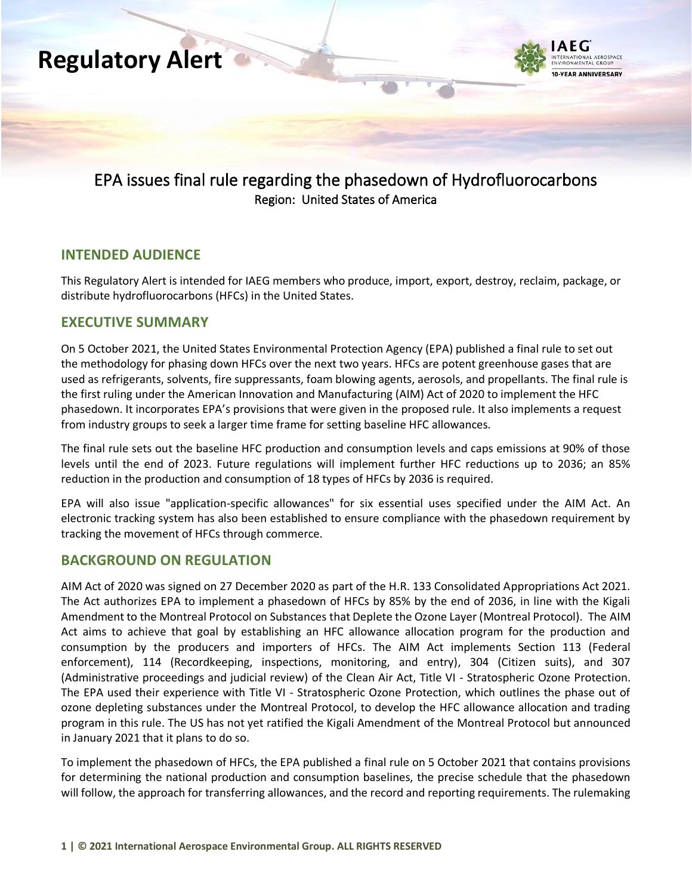# Regulatory Alert

## EPA issues final rule regarding the phasedown of Hydrofluorocarbons

Region: United States of America

### INTENDED AUDIENCE

This Regulatory Alert is intended for IAEG members who produce, import, export, destroy, reclaim, package, or distribute hydrofluorocarbons (HFCs) in the United States.

### EXECUTIVE SUMMARY

On 5 October 2021, the United States Environmental Protection Agency (EPA) published a final rule to set out the methodology for phasing down HFCs over the next two years. HFCs are potent greenhouse gases that are used as refrigerants, solvents, fire suppressants, foam blowing agents, aerosols, and propellants. The final rule is the first ruling under the American Innovation and Manufacturing (AIM) Act of 2020 to implement the HFC phasedown. It incorporates EPA's provisions that were given in the proposed rule. It also implements a request from industry groups to seek a larger time frame for setting baseline HFC allowances.

The final rule sets out the baseline HFC production and consumption levels and caps emissions at 90% of those levels until the end of 2023. Future regulations will implement further HFC reductions up to 2036; an 85% reduction in the production and consumption of 18 types of HFCs by 2036 is required.

EPA will also issue "application-specific allowances" for six essential uses specified under the AIM Act. An electronic tracking system has also been established to ensure compliance with the phasedown requirement by tracking the movement of HFCs through commerce.

### BACKGROUND ON REGULATION

AIM Act of 2020 was signed on 27 December 2020 as part of the H.R. 133 Consolidated Appropriations Act 2021. The Act authorizes EPA to implement a phasedown of HFCs by 85% by the end of 2036, in line with the Kigali Amendment to the Montreal Protocol on Substances that Deplete the Ozone Layer (Montreal Protocol). The AIM Act aims to achieve that goal by establishing an HFC allowance allocation program for the production and consumption by the producers and importers of HFCs. The AIM Act implements Section 113 (Federal enforcement), 114 (Recordkeeping, inspections, monitoring, and entry), 304 (Citizen suits), and 307 (Administrative proceedings and judicial review) of the Clean Air Act, Title VI - Stratospheric Ozone Protection. The EPA used their experience with Title VI - Stratospheric Ozone Protection, which outlines the phase out of ozone depleting substances under the Montreal Protocol, to develop the HFC allowance allocation and trading program in this rule. The US has not yet ratified the Kigali Amendment of the Montreal Protocol but announced in January 2021 that it plans to do so.

To implement the phasedown of HFCs, the EPA published a final rule on 5 October 2021 that contains provisions for determining the national production and consumption baselines, the precise schedule that the phasedown will follow, the approach for transferring allowances, and the record and reporting requirements. The rulemaking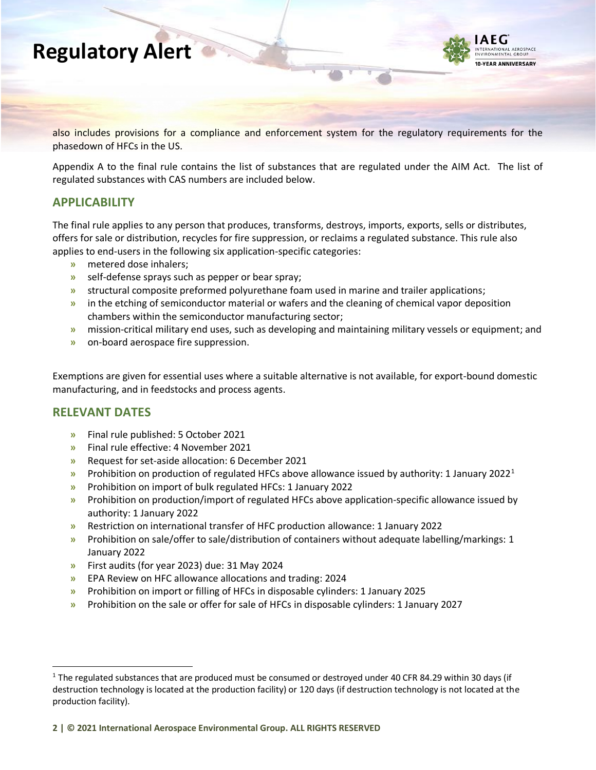also includes provisions for a compliance and enforcement system for the regulatory requirements for the phasedown of HFCs in the US.

Appendix A to the final rule contains the list of substances that are regulated under the AIM Act. The list of regulated substances with CAS numbers are included below.

## APPLICABILITY

The final rule applies to any person that produces, transforms, destroys, imports, exports, sells or distributes, offers for sale or distribution, recycles for fire suppression, or reclaims a regulated substance. This rule also applies to end-users in the following six application-specific categories:

- metered dose inhalers;
- self-defense sprays such as pepper or bear spray;
- structural composite preformed polyurethane foam used in marine and trailer applications;
- in the etching of semiconductor material or wafers and the cleaning of chemical vapor deposition chambers within the semiconductor manufacturing sector;
- mission-critical military end uses, such as developing and maintaining military vessels or equipment; and
- on-board aerospace fire suppression.

Exemptions are given for essential uses where a suitable alternative is not available, for export-bound domestic manufacturing, and in feedstocks and process agents.

## RELEVANT DATES

- Final rule published: 5 October 2021
- Final rule effective: 4 November 2021
- Request for set-aside allocation: 6 December 2021
- Prohibition on production of regulated HFCs above allowance issued by authority: 1 January 2022[1]
- Prohibition on import of bulk regulated HFCs: 1 January 2022
- Prohibition on production/import of regulated HFCs above application-specific allowance issued by authority: 1 January 2022
- Restriction on international transfer of HFC production allowance: 1 January 2022
- Prohibition on sale/offer to sale/distribution of containers without adequate labelling/markings: 1 January 2022
- First audits (for year 2023) due: 31 May 2024
- EPA Review on HFC allowance allocations and trading: 2024
- Prohibition on import or filling of HFCs in disposable cylinders: 1 January 2025
- Prohibition on the sale or offer for sale of HFCs in disposable cylinders: 1 January 2027

[1] The regulated substances that are produced must be consumed or destroyed under 40 CFR 84.29 within 30 days (if destruction technology is located at the production facility) or 120 days (if destruction technology is not located at the production facility).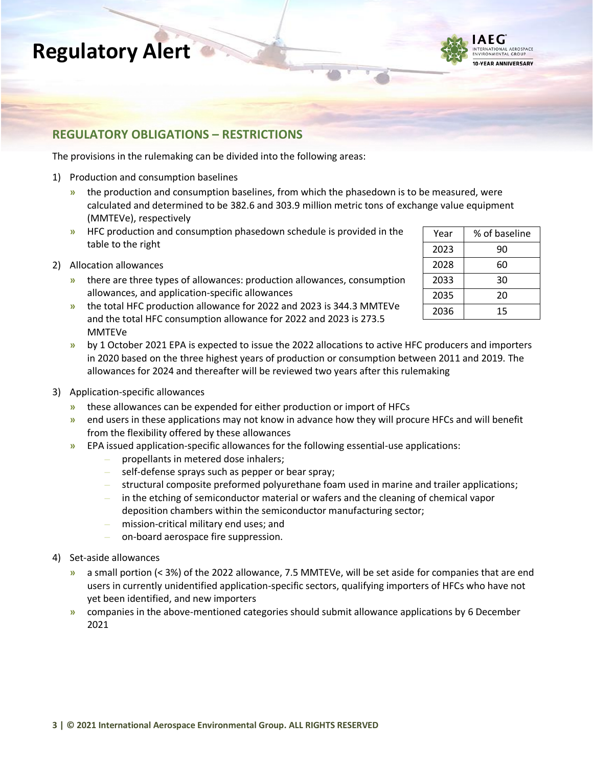## REGULATORY OBLIGATIONS – RESTRICTIONS

The provisions in the rulemaking can be divided into the following areas:

1) Production and consumption baselines
   - the production and consumption baselines, from which the phasedown is to be measured, were calculated and determined to be 382.6 and 303.9 million metric tons of exchange value equipment (MMTEVe), respectively
   - HFC production and consumption phasedown schedule is provided in the table to the right

| Year | % of baseline |
|---|---|
| 2023 | 90 |
| 2028 | 60 |
| 2033 | 30 |
| 2035 | 20 |
| 2036 | 15 |

2) Allocation allowances
   - there are three types of allowances: production allowances, consumption allowances, and application-specific allowances
   - the total HFC production allowance for 2022 and 2023 is 344.3 MMTEVe and the total HFC consumption allowance for 2022 and 2023 is 273.5 MMTEVe
   - by 1 October 2021 EPA is expected to issue the 2022 allocations to active HFC producers and importers in 2020 based on the three highest years of production or consumption between 2011 and 2019. The allowances for 2024 and thereafter will be reviewed two years after this rulemaking

3) Application-specific allowances
   - these allowances can be expended for either production or import of HFCs
   - end users in these applications may not know in advance how they will procure HFCs and will benefit from the flexibility offered by these allowances
   - EPA issued application-specific allowances for the following essential-use applications:
     - propellants in metered dose inhalers;
     - self-defense sprays such as pepper or bear spray;
     - structural composite preformed polyurethane foam used in marine and trailer applications;
     - in the etching of semiconductor material or wafers and the cleaning of chemical vapor deposition chambers within the semiconductor manufacturing sector;
     - mission-critical military end uses; and
     - on-board aerospace fire suppression.

4) Set-aside allowances
   - a small portion (< 3%) of the 2022 allowance, 7.5 MMTEVe, will be set aside for companies that are end users in currently unidentified application-specific sectors, qualifying importers of HFCs who have not yet been identified, and new importers
   - companies in the above-mentioned categories should submit allowance applications by 6 December 2021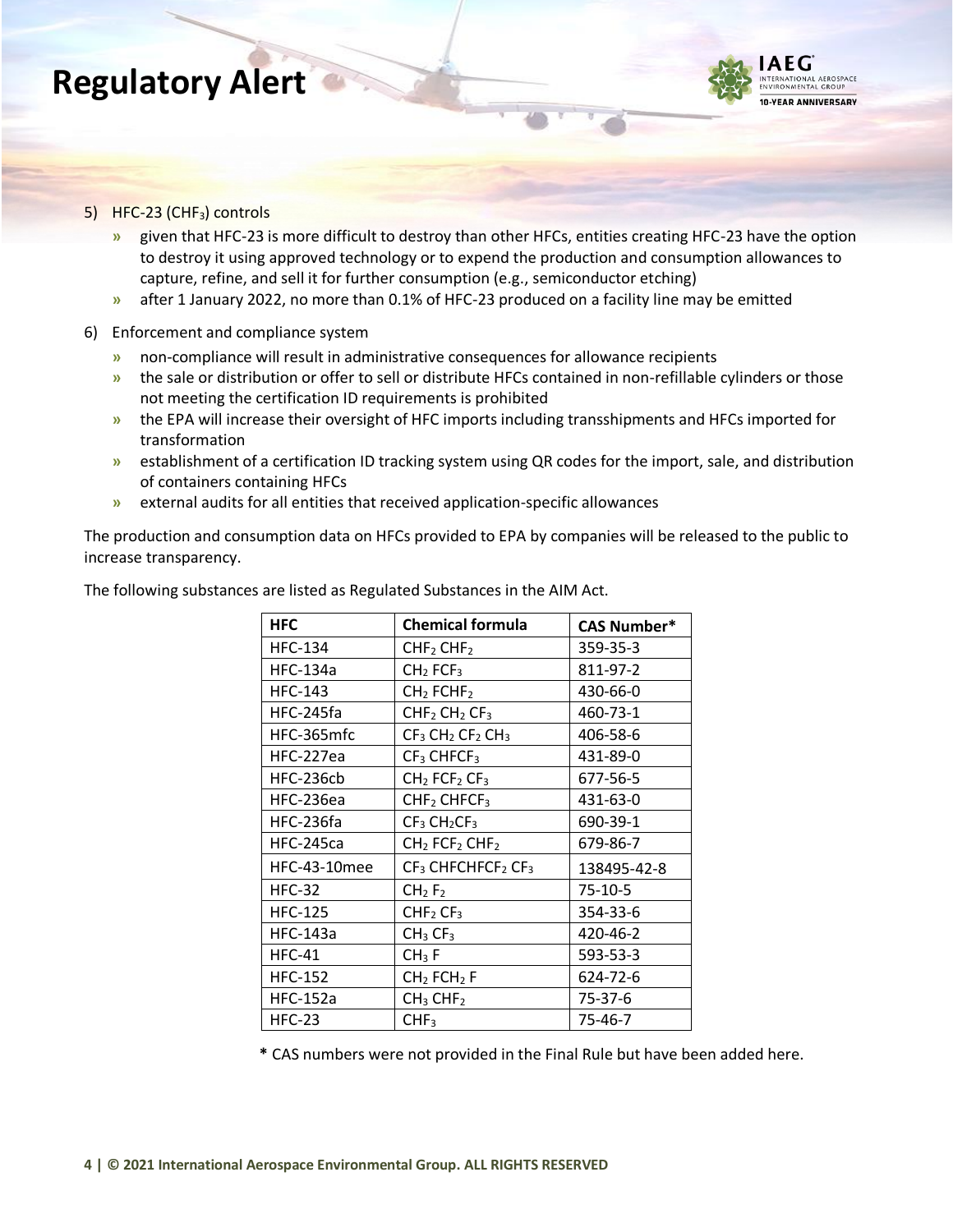5) HFC-23 ($CHF_3$) controls
   - given that HFC-23 is more difficult to destroy than other HFCs, entities creating HFC-23 have the option to destroy it using approved technology or to expend the production and consumption allowances to capture, refine, and sell it for further consumption (e.g., semiconductor etching)
   - after 1 January 2022, no more than 0.1% of HFC-23 produced on a facility line may be emitted

6) Enforcement and compliance system
   - non-compliance will result in administrative consequences for allowance recipients
   - the sale or distribution or offer to sell or distribute HFCs contained in non-refillable cylinders or those not meeting the certification ID requirements is prohibited
   - the EPA will increase their oversight of HFC imports including transshipments and HFCs imported for transformation
   - establishment of a certification ID tracking system using QR codes for the import, sale, and distribution of containers containing HFCs
   - external audits for all entities that received application-specific allowances

The production and consumption data on HFCs provided to EPA by companies will be released to the public to increase transparency.

The following substances are listed as Regulated Substances in the AIM Act.

| HFC | Chemical formula | CAS Number* |
|---|---|---|
| HFC-134 | $CHF_2\ CHF_2$ | 359-35-3 |
| HFC-134a | $CH_2\ FCF_3$ | 811-97-2 |
| HFC-143 | $CH_2\ FCHF_2$ | 430-66-0 |
| HFC-245fa | $CHF_2\ CH_2\ CF_3$ | 460-73-1 |
| HFC-365mfc | $CF_3\ CH_2\ CF_2\ CH_3$ | 406-58-6 |
| HFC-227ea | $CF_3\ CHFCF_3$ | 431-89-0 |
| HFC-236cb | $CH_2\ FCF_2\ CF_3$ | 677-56-5 |
| HFC-236ea | $CHF_2\ CHFCF_3$ | 431-63-0 |
| HFC-236fa | $CF_3\ CH_2CF_3$ | 690-39-1 |
| HFC-245ca | $CH_2\ FCF_2\ CHF_2$ | 679-86-7 |
| HFC-43-10mee | $CF_3\ CHFCHFCF_2\ CF_3$ | 138495-42-8 |
| HFC-32 | $CH_2\ F_2$ | 75-10-5 |
| HFC-125 | $CHF_2\ CF_3$ | 354-33-6 |
| HFC-143a | $CH_3\ CF_3$ | 420-46-2 |
| HFC-41 | $CH_3\ F$ | 593-53-3 |
| HFC-152 | $CH_2\ FCH_2\ F$ | 624-72-6 |
| HFC-152a | $CH_3\ CHF_2$ | 75-37-6 |
| HFC-23 | $CHF_3$ | 75-46-7 |

**\*** CAS numbers were not provided in the Final Rule but have been added here.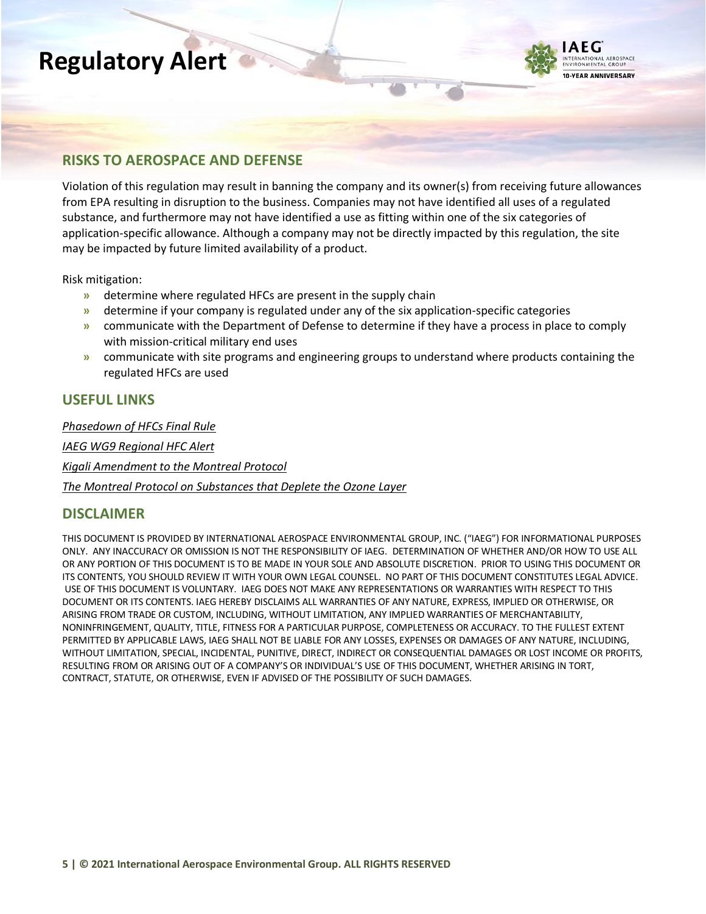## RISKS TO AEROSPACE AND DEFENSE

Violation of this regulation may result in banning the company and its owner(s) from receiving future allowances from EPA resulting in disruption to the business. Companies may not have identified all uses of a regulated substance, and furthermore may not have identified a use as fitting within one of the six categories of application-specific allowance. Although a company may not be directly impacted by this regulation, the site may be impacted by future limited availability of a product.

Risk mitigation:

- determine where regulated HFCs are present in the supply chain
- determine if your company is regulated under any of the six application-specific categories
- communicate with the Department of Defense to determine if they have a process in place to comply with mission-critical military end uses
- communicate with site programs and engineering groups to understand where products containing the regulated HFCs are used

## USEFUL LINKS

*Phasedown of HFCs Final Rule*

*IAEG WG9 Regional HFC Alert*

*Kigali Amendment to the Montreal Protocol*

*The Montreal Protocol on Substances that Deplete the Ozone Layer*

## DISCLAIMER

THIS DOCUMENT IS PROVIDED BY INTERNATIONAL AEROSPACE ENVIRONMENTAL GROUP, INC. ("IAEG") FOR INFORMATIONAL PURPOSES ONLY. ANY INACCURACY OR OMISSION IS NOT THE RESPONSIBILITY OF IAEG. DETERMINATION OF WHETHER AND/OR HOW TO USE ALL OR ANY PORTION OF THIS DOCUMENT IS TO BE MADE IN YOUR SOLE AND ABSOLUTE DISCRETION. PRIOR TO USING THIS DOCUMENT OR ITS CONTENTS, YOU SHOULD REVIEW IT WITH YOUR OWN LEGAL COUNSEL. NO PART OF THIS DOCUMENT CONSTITUTES LEGAL ADVICE. USE OF THIS DOCUMENT IS VOLUNTARY. IAEG DOES NOT MAKE ANY REPRESENTATIONS OR WARRANTIES WITH RESPECT TO THIS DOCUMENT OR ITS CONTENTS. IAEG HEREBY DISCLAIMS ALL WARRANTIES OF ANY NATURE, EXPRESS, IMPLIED OR OTHERWISE, OR ARISING FROM TRADE OR CUSTOM, INCLUDING, WITHOUT LIMITATION, ANY IMPLIED WARRANTIES OF MERCHANTABILITY, NONINFRINGEMENT, QUALITY, TITLE, FITNESS FOR A PARTICULAR PURPOSE, COMPLETENESS OR ACCURACY. TO THE FULLEST EXTENT PERMITTED BY APPLICABLE LAWS, IAEG SHALL NOT BE LIABLE FOR ANY LOSSES, EXPENSES OR DAMAGES OF ANY NATURE, INCLUDING, WITHOUT LIMITATION, SPECIAL, INCIDENTAL, PUNITIVE, DIRECT, INDIRECT OR CONSEQUENTIAL DAMAGES OR LOST INCOME OR PROFITS, RESULTING FROM OR ARISING OUT OF A COMPANY'S OR INDIVIDUAL'S USE OF THIS DOCUMENT, WHETHER ARISING IN TORT, CONTRACT, STATUTE, OR OTHERWISE, EVEN IF ADVISED OF THE POSSIBILITY OF SUCH DAMAGES.